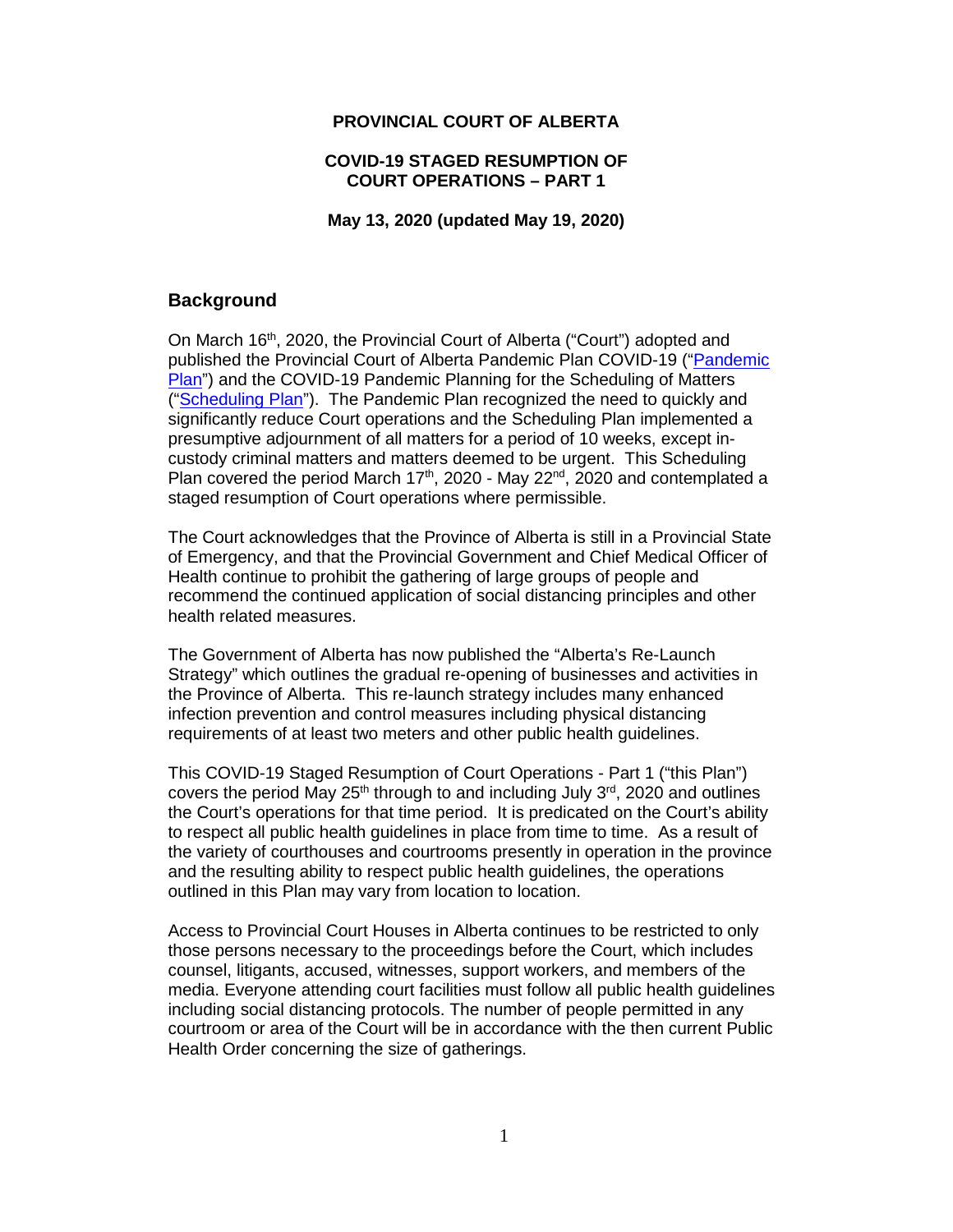**PROVINCIAL COURT OF ALBERTA**

**COVID-19 STAGED RESUMPTION OF COURT OPERATIONS – PART 1**

**May 13, 2020 (updated May 19, 2020)**

## Background

On March 16th, 2020, the Provincial Court of Alberta ("Court") adopted and published the Provincial Court of Alberta Pandemic Plan COVID-19 ("Pandemic Plan") and the COVID-19 Pandemic Planning for the Scheduling of Matters ("Scheduling Plan"). The Pandemic Plan recognized the need to quickly and significantly reduce Court operations and the Scheduling Plan implemented a presumptive adjournment of all matters for a period of 10 weeks, except in-custody criminal matters and matters deemed to be urgent. This Scheduling Plan covered the period March 17th, 2020 - May 22nd, 2020 and contemplated a staged resumption of Court operations where permissible.

The Court acknowledges that the Province of Alberta is still in a Provincial State of Emergency, and that the Provincial Government and Chief Medical Officer of Health continue to prohibit the gathering of large groups of people and recommend the continued application of social distancing principles and other health related measures.

The Government of Alberta has now published the "Alberta's Re-Launch Strategy" which outlines the gradual re-opening of businesses and activities in the Province of Alberta. This re-launch strategy includes many enhanced infection prevention and control measures including physical distancing requirements of at least two meters and other public health guidelines.

This COVID-19 Staged Resumption of Court Operations - Part 1 ("this Plan") covers the period May 25th through to and including July 3rd, 2020 and outlines the Court's operations for that time period. It is predicated on the Court's ability to respect all public health guidelines in place from time to time. As a result of the variety of courthouses and courtrooms presently in operation in the province and the resulting ability to respect public health guidelines, the operations outlined in this Plan may vary from location to location.

Access to Provincial Court Houses in Alberta continues to be restricted to only those persons necessary to the proceedings before the Court, which includes counsel, litigants, accused, witnesses, support workers, and members of the media. Everyone attending court facilities must follow all public health guidelines including social distancing protocols. The number of people permitted in any courtroom or area of the Court will be in accordance with the then current Public Health Order concerning the size of gatherings.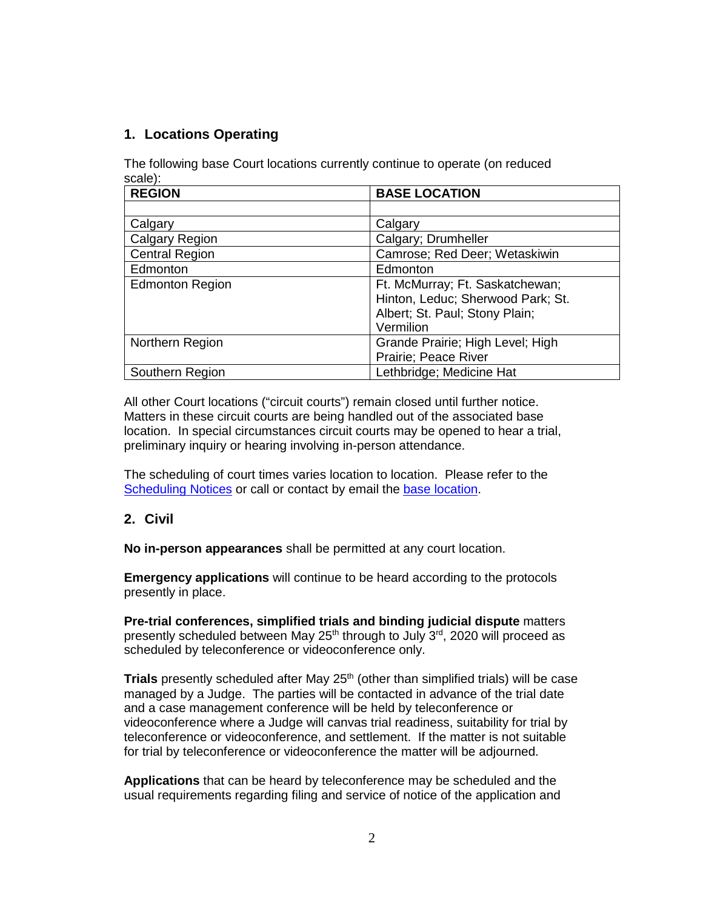## 1. Locations Operating

The following base Court locations currently continue to operate (on reduced scale):

| REGION | BASE LOCATION |
|---|---|
| | |
| Calgary | Calgary |
| Calgary Region | Calgary; Drumheller |
| Central Region | Camrose; Red Deer; Wetaskiwin |
| Edmonton | Edmonton |
| Edmonton Region | Ft. McMurray; Ft. Saskatchewan; Hinton, Leduc; Sherwood Park; St. Albert; St. Paul; Stony Plain; Vermilion |
| Northern Region | Grande Prairie; High Level; High Prairie; Peace River |
| Southern Region | Lethbridge; Medicine Hat |

All other Court locations ("circuit courts") remain closed until further notice. Matters in these circuit courts are being handled out of the associated base location. In special circumstances circuit courts may be opened to hear a trial, preliminary inquiry or hearing involving in-person attendance.

The scheduling of court times varies location to location. Please refer to the Scheduling Notices or call or contact by email the base location.

## 2. Civil

**No in-person appearances** shall be permitted at any court location.

**Emergency applications** will continue to be heard according to the protocols presently in place.

**Pre-trial conferences, simplified trials and binding judicial dispute** matters presently scheduled between May 25th through to July 3rd, 2020 will proceed as scheduled by teleconference or videoconference only.

**Trials** presently scheduled after May 25th (other than simplified trials) will be case managed by a Judge. The parties will be contacted in advance of the trial date and a case management conference will be held by teleconference or videoconference where a Judge will canvas trial readiness, suitability for trial by teleconference or videoconference, and settlement. If the matter is not suitable for trial by teleconference or videoconference the matter will be adjourned.

**Applications** that can be heard by teleconference may be scheduled and the usual requirements regarding filing and service of notice of the application and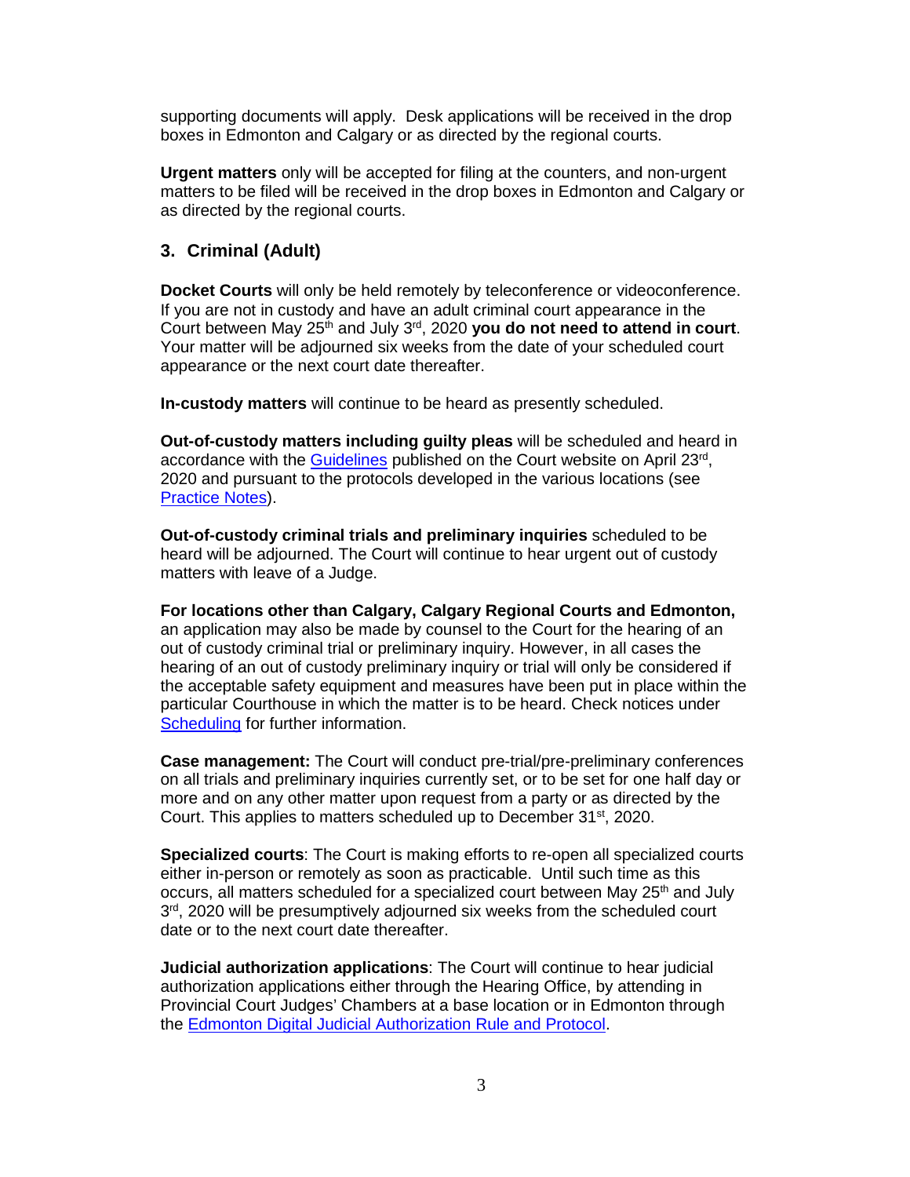supporting documents will apply. Desk applications will be received in the drop boxes in Edmonton and Calgary or as directed by the regional courts.

**Urgent matters** only will be accepted for filing at the counters, and non-urgent matters to be filed will be received in the drop boxes in Edmonton and Calgary or as directed by the regional courts.

## 3. Criminal (Adult)

**Docket Courts** will only be held remotely by teleconference or videoconference. If you are not in custody and have an adult criminal court appearance in the Court between May 25th and July 3rd, 2020 **you do not need to attend in court**. Your matter will be adjourned six weeks from the date of your scheduled court appearance or the next court date thereafter.

**In-custody matters** will continue to be heard as presently scheduled.

**Out-of-custody matters including guilty pleas** will be scheduled and heard in accordance with the Guidelines published on the Court website on April 23rd, 2020 and pursuant to the protocols developed in the various locations (see Practice Notes).

**Out-of-custody criminal trials and preliminary inquiries** scheduled to be heard will be adjourned. The Court will continue to hear urgent out of custody matters with leave of a Judge.

**For locations other than Calgary, Calgary Regional Courts and Edmonton,** an application may also be made by counsel to the Court for the hearing of an out of custody criminal trial or preliminary inquiry. However, in all cases the hearing of an out of custody preliminary inquiry or trial will only be considered if the acceptable safety equipment and measures have been put in place within the particular Courthouse in which the matter is to be heard. Check notices under Scheduling for further information.

**Case management:** The Court will conduct pre-trial/pre-preliminary conferences on all trials and preliminary inquiries currently set, or to be set for one half day or more and on any other matter upon request from a party or as directed by the Court. This applies to matters scheduled up to December 31st, 2020.

**Specialized courts**: The Court is making efforts to re-open all specialized courts either in-person or remotely as soon as practicable. Until such time as this occurs, all matters scheduled for a specialized court between May 25th and July 3rd, 2020 will be presumptively adjourned six weeks from the scheduled court date or to the next court date thereafter.

**Judicial authorization applications**: The Court will continue to hear judicial authorization applications either through the Hearing Office, by attending in Provincial Court Judges' Chambers at a base location or in Edmonton through the Edmonton Digital Judicial Authorization Rule and Protocol.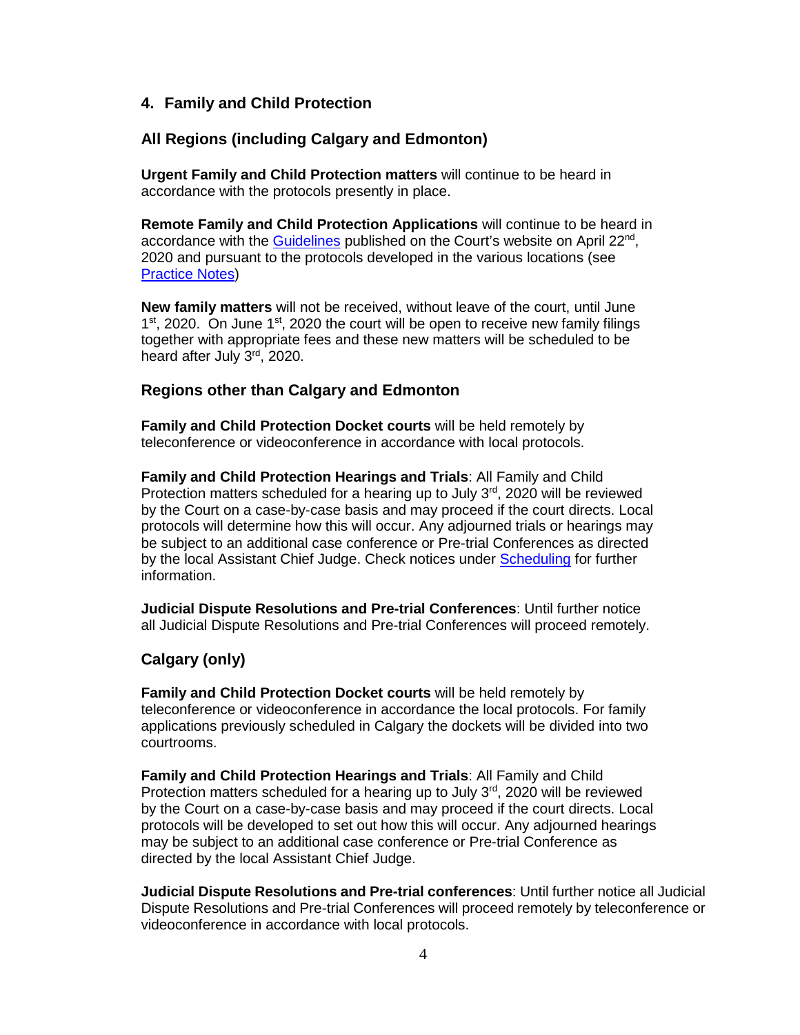## 4. Family and Child Protection

### All Regions (including Calgary and Edmonton)

**Urgent Family and Child Protection matters** will continue to be heard in accordance with the protocols presently in place.

**Remote Family and Child Protection Applications** will continue to be heard in accordance with the Guidelines published on the Court's website on April 22nd, 2020 and pursuant to the protocols developed in the various locations (see Practice Notes)

**New family matters** will not be received, without leave of the court, until June 1st, 2020. On June 1st, 2020 the court will be open to receive new family filings together with appropriate fees and these new matters will be scheduled to be heard after July 3rd, 2020.

### Regions other than Calgary and Edmonton

**Family and Child Protection Docket courts** will be held remotely by teleconference or videoconference in accordance with local protocols.

**Family and Child Protection Hearings and Trials**: All Family and Child Protection matters scheduled for a hearing up to July 3rd, 2020 will be reviewed by the Court on a case-by-case basis and may proceed if the court directs. Local protocols will determine how this will occur. Any adjourned trials or hearings may be subject to an additional case conference or Pre-trial Conferences as directed by the local Assistant Chief Judge. Check notices under Scheduling for further information.

**Judicial Dispute Resolutions and Pre-trial Conferences**: Until further notice all Judicial Dispute Resolutions and Pre-trial Conferences will proceed remotely.

### Calgary (only)

**Family and Child Protection Docket courts** will be held remotely by teleconference or videoconference in accordance the local protocols. For family applications previously scheduled in Calgary the dockets will be divided into two courtrooms.

**Family and Child Protection Hearings and Trials**: All Family and Child Protection matters scheduled for a hearing up to July 3rd, 2020 will be reviewed by the Court on a case-by-case basis and may proceed if the court directs. Local protocols will be developed to set out how this will occur. Any adjourned hearings may be subject to an additional case conference or Pre-trial Conference as directed by the local Assistant Chief Judge.

**Judicial Dispute Resolutions and Pre-trial conferences**: Until further notice all Judicial Dispute Resolutions and Pre-trial Conferences will proceed remotely by teleconference or videoconference in accordance with local protocols.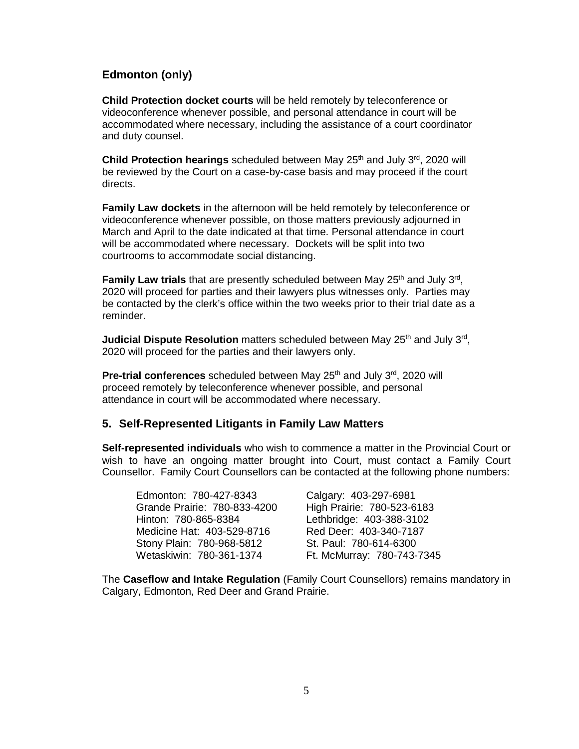### Edmonton (only)

**Child Protection docket courts** will be held remotely by teleconference or videoconference whenever possible, and personal attendance in court will be accommodated where necessary, including the assistance of a court coordinator and duty counsel.

**Child Protection hearings** scheduled between May 25th and July 3rd, 2020 will be reviewed by the Court on a case-by-case basis and may proceed if the court directs.

**Family Law dockets** in the afternoon will be held remotely by teleconference or videoconference whenever possible, on those matters previously adjourned in March and April to the date indicated at that time. Personal attendance in court will be accommodated where necessary. Dockets will be split into two courtrooms to accommodate social distancing.

**Family Law trials** that are presently scheduled between May 25th and July 3rd, 2020 will proceed for parties and their lawyers plus witnesses only. Parties may be contacted by the clerk's office within the two weeks prior to their trial date as a reminder.

**Judicial Dispute Resolution** matters scheduled between May 25th and July 3rd, 2020 will proceed for the parties and their lawyers only.

**Pre-trial conferences** scheduled between May 25th and July 3rd, 2020 will proceed remotely by teleconference whenever possible, and personal attendance in court will be accommodated where necessary.

## 5. Self-Represented Litigants in Family Law Matters

**Self-represented individuals** who wish to commence a matter in the Provincial Court or wish to have an ongoing matter brought into Court, must contact a Family Court Counsellor. Family Court Counsellors can be contacted at the following phone numbers:

| | |
|---|---|
| Edmonton: 780-427-8343 | Calgary: 403-297-6981 |
| Grande Prairie: 780-833-4200 | High Prairie: 780-523-6183 |
| Hinton: 780-865-8384 | Lethbridge: 403-388-3102 |
| Medicine Hat: 403-529-8716 | Red Deer: 403-340-7187 |
| Stony Plain: 780-968-5812 | St. Paul: 780-614-6300 |
| Wetaskiwin: 780-361-1374 | Ft. McMurray: 780-743-7345 |

The **Caseflow and Intake Regulation** (Family Court Counsellors) remains mandatory in Calgary, Edmonton, Red Deer and Grand Prairie.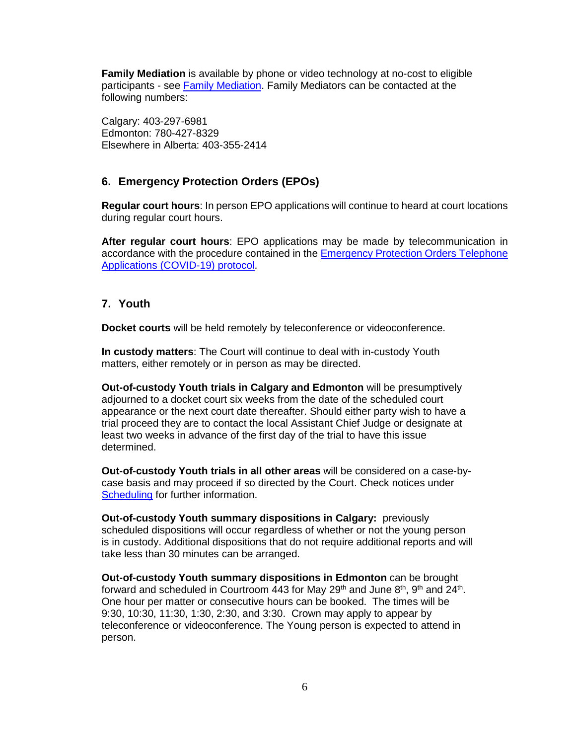**Family Mediation** is available by phone or video technology at no-cost to eligible participants - see [Family Mediation](). Family Mediators can be contacted at the following numbers:

Calgary: 403-297-6981
Edmonton: 780-427-8329
Elsewhere in Alberta: 403-355-2414

## 6. Emergency Protection Orders (EPOs)

**Regular court hours**: In person EPO applications will continue to heard at court locations during regular court hours.

**After regular court hours**: EPO applications may be made by telecommunication in accordance with the procedure contained in the [Emergency Protection Orders Telephone Applications (COVID-19) protocol]().

## 7. Youth

**Docket courts** will be held remotely by teleconference or videoconference.

**In custody matters**: The Court will continue to deal with in-custody Youth matters, either remotely or in person as may be directed.

**Out-of-custody Youth trials in Calgary and Edmonton** will be presumptively adjourned to a docket court six weeks from the date of the scheduled court appearance or the next court date thereafter. Should either party wish to have a trial proceed they are to contact the local Assistant Chief Judge or designate at least two weeks in advance of the first day of the trial to have this issue determined.

**Out-of-custody Youth trials in all other areas** will be considered on a case-by-case basis and may proceed if so directed by the Court. Check notices under [Scheduling]() for further information.

**Out-of-custody Youth summary dispositions in Calgary:** previously scheduled dispositions will occur regardless of whether or not the young person is in custody. Additional dispositions that do not require additional reports and will take less than 30 minutes can be arranged.

**Out-of-custody Youth summary dispositions in Edmonton** can be brought forward and scheduled in Courtroom 443 for May 29th and June 8th, 9th and 24th. One hour per matter or consecutive hours can be booked. The times will be 9:30, 10:30, 11:30, 1:30, 2:30, and 3:30. Crown may apply to appear by teleconference or videoconference. The Young person is expected to attend in person.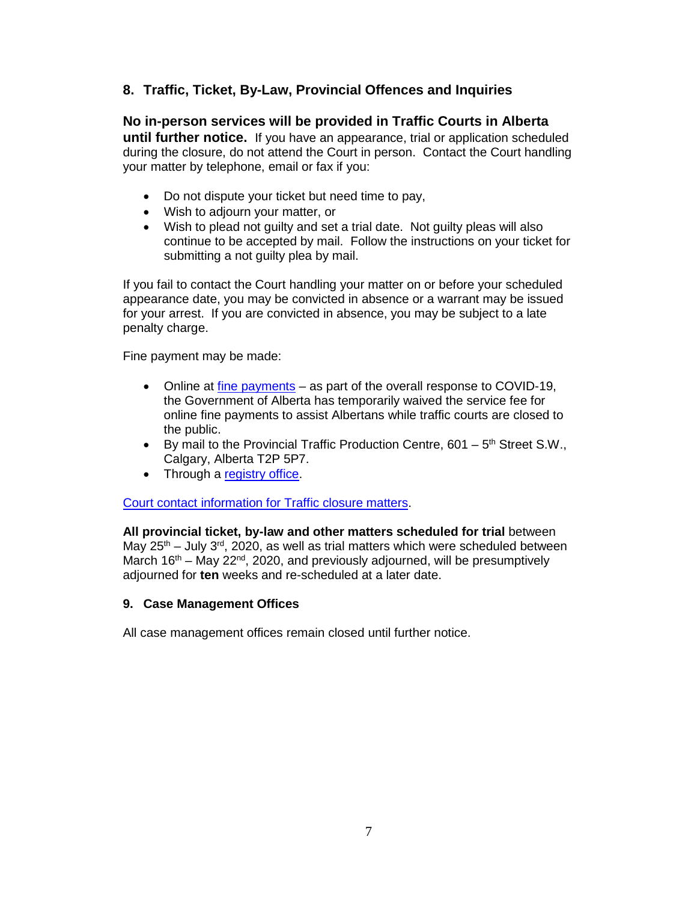## 8. Traffic, Ticket, By-Law, Provincial Offences and Inquiries

**No in-person services will be provided in Traffic Courts in Alberta until further notice.** If you have an appearance, trial or application scheduled during the closure, do not attend the Court in person. Contact the Court handling your matter by telephone, email or fax if you:

- Do not dispute your ticket but need time to pay,
- Wish to adjourn your matter, or
- Wish to plead not guilty and set a trial date. Not guilty pleas will also continue to be accepted by mail. Follow the instructions on your ticket for submitting a not guilty plea by mail.

If you fail to contact the Court handling your matter on or before your scheduled appearance date, you may be convicted in absence or a warrant may be issued for your arrest. If you are convicted in absence, you may be subject to a late penalty charge.

Fine payment may be made:

- Online at fine payments – as part of the overall response to COVID-19, the Government of Alberta has temporarily waived the service fee for online fine payments to assist Albertans while traffic courts are closed to the public.
- By mail to the Provincial Traffic Production Centre, 601 – 5th Street S.W., Calgary, Alberta T2P 5P7.
- Through a registry office.

Court contact information for Traffic closure matters.

**All provincial ticket, by-law and other matters scheduled for trial** between May 25th – July 3rd, 2020, as well as trial matters which were scheduled between March 16th – May 22nd, 2020, and previously adjourned, will be presumptively adjourned for **ten** weeks and re-scheduled at a later date.

## 9. Case Management Offices

All case management offices remain closed until further notice.